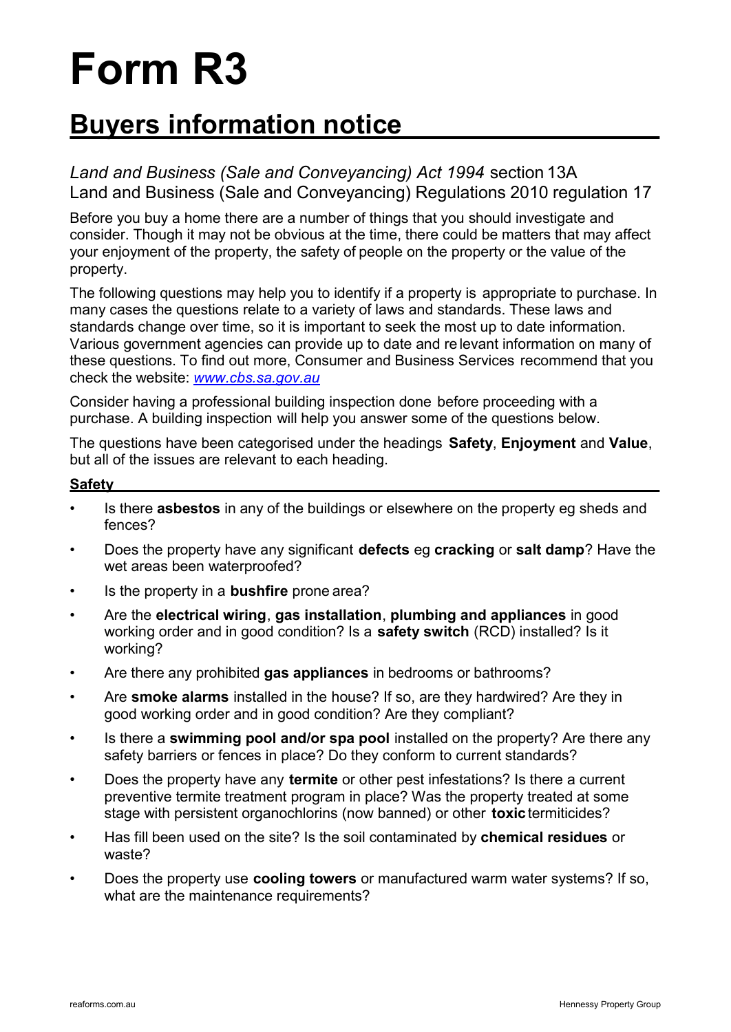# Form R3

## Buyers information notice

*Land and Business (Sale and Conveyancing) Act 1994* section 13A
Land and Business (Sale and Conveyancing) Regulations 2010 regulation 17

Before you buy a home there are a number of things that you should investigate and consider. Though it may not be obvious at the time, there could be matters that may affect your enjoyment of the property, the safety of people on the property or the value of the property.

The following questions may help you to identify if a property is appropriate to purchase. In many cases the questions relate to a variety of laws and standards. These laws and standards change over time, so it is important to seek the most up to date information. Various government agencies can provide up to date and relevant information on many of these questions. To find out more, Consumer and Business Services recommend that you check the website: *www.cbs.sa.gov.au*

Consider having a professional building inspection done before proceeding with a purchase. A building inspection will help you answer some of the questions below.

The questions have been categorised under the headings **Safety**, **Enjoyment** and **Value**, but all of the issues are relevant to each heading.

### Safety

- Is there **asbestos** in any of the buildings or elsewhere on the property eg sheds and fences?
- Does the property have any significant **defects** eg **cracking** or **salt damp**? Have the wet areas been waterproofed?
- Is the property in a **bushfire** prone area?
- Are the **electrical wiring**, **gas installation**, **plumbing and appliances** in good working order and in good condition? Is a **safety switch** (RCD) installed? Is it working?
- Are there any prohibited **gas appliances** in bedrooms or bathrooms?
- Are **smoke alarms** installed in the house? If so, are they hardwired? Are they in good working order and in good condition? Are they compliant?
- Is there a **swimming pool and/or spa pool** installed on the property? Are there any safety barriers or fences in place? Do they conform to current standards?
- Does the property have any **termite** or other pest infestations? Is there a current preventive termite treatment program in place? Was the property treated at some stage with persistent organochlorins (now banned) or other **toxic** termiticides?
- Has fill been used on the site? Is the soil contaminated by **chemical residues** or waste?
- Does the property use **cooling towers** or manufactured warm water systems? If so, what are the maintenance requirements?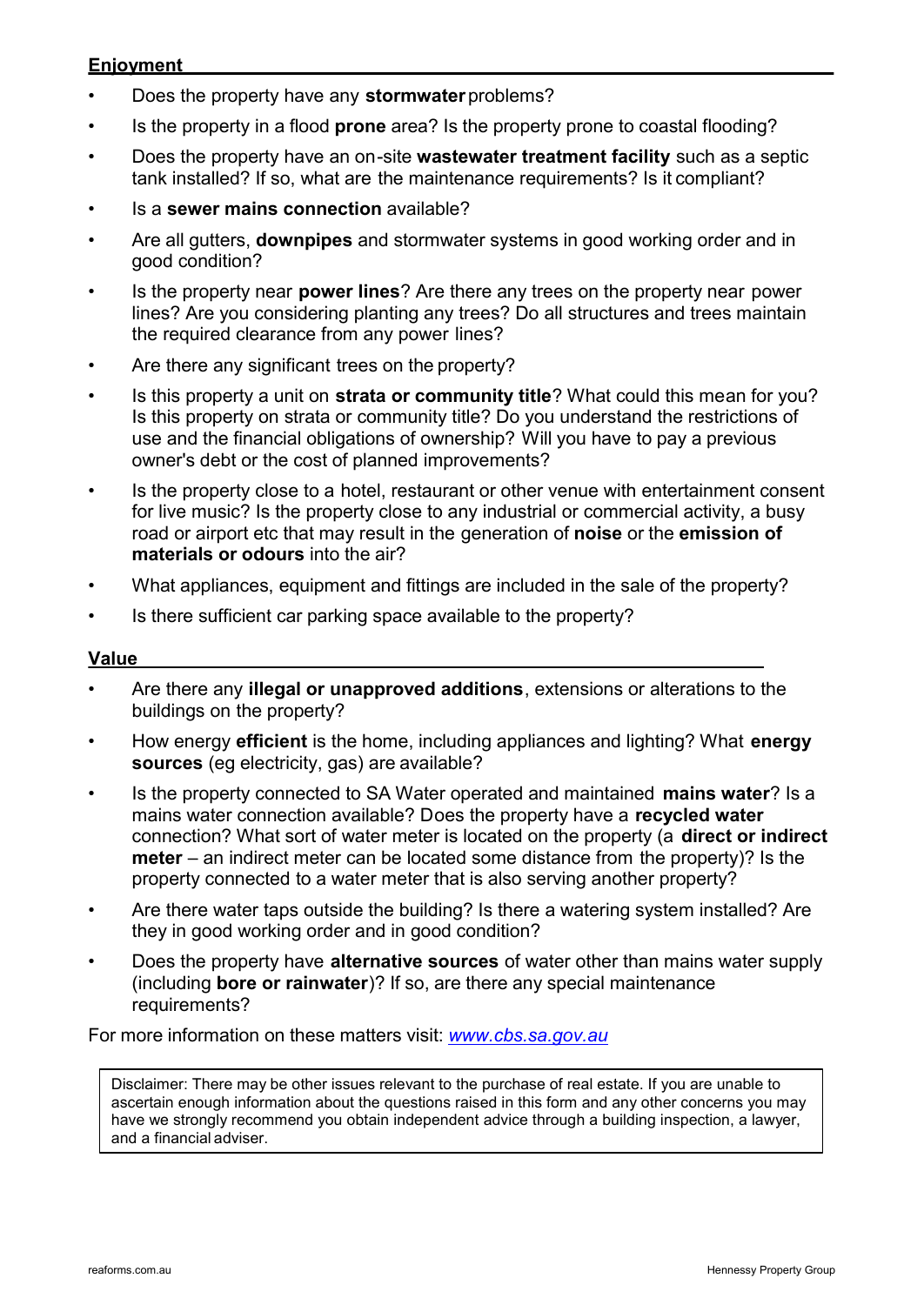## Enjoyment

- Does the property have any **stormwater** problems?
- Is the property in a flood **prone** area? Is the property prone to coastal flooding?
- Does the property have an on-site **wastewater treatment facility** such as a septic tank installed? If so, what are the maintenance requirements? Is it compliant?
- Is a **sewer mains connection** available?
- Are all gutters, **downpipes** and stormwater systems in good working order and in good condition?
- Is the property near **power lines**? Are there any trees on the property near power lines? Are you considering planting any trees? Do all structures and trees maintain the required clearance from any power lines?
- Are there any significant trees on the property?
- Is this property a unit on **strata or community title**? What could this mean for you? Is this property on strata or community title? Do you understand the restrictions of use and the financial obligations of ownership? Will you have to pay a previous owner's debt or the cost of planned improvements?
- Is the property close to a hotel, restaurant or other venue with entertainment consent for live music? Is the property close to any industrial or commercial activity, a busy road or airport etc that may result in the generation of **noise** or the **emission of materials or odours** into the air?
- What appliances, equipment and fittings are included in the sale of the property?
- Is there sufficient car parking space available to the property?

## Value

- Are there any **illegal or unapproved additions**, extensions or alterations to the buildings on the property?
- How energy **efficient** is the home, including appliances and lighting? What **energy sources** (eg electricity, gas) are available?
- Is the property connected to SA Water operated and maintained **mains water**? Is a mains water connection available? Does the property have a **recycled water** connection? What sort of water meter is located on the property (a **direct or indirect meter** – an indirect meter can be located some distance from the property)? Is the property connected to a water meter that is also serving another property?
- Are there water taps outside the building? Is there a watering system installed? Are they in good working order and in good condition?
- Does the property have **alternative sources** of water other than mains water supply (including **bore or rainwater**)? If so, are there any special maintenance requirements?

For more information on these matters visit: *www.cbs.sa.gov.au*

> Disclaimer: There may be other issues relevant to the purchase of real estate. If you are unable to ascertain enough information about the questions raised in this form and any other concerns you may have we strongly recommend you obtain independent advice through a building inspection, a lawyer, and a financial adviser.